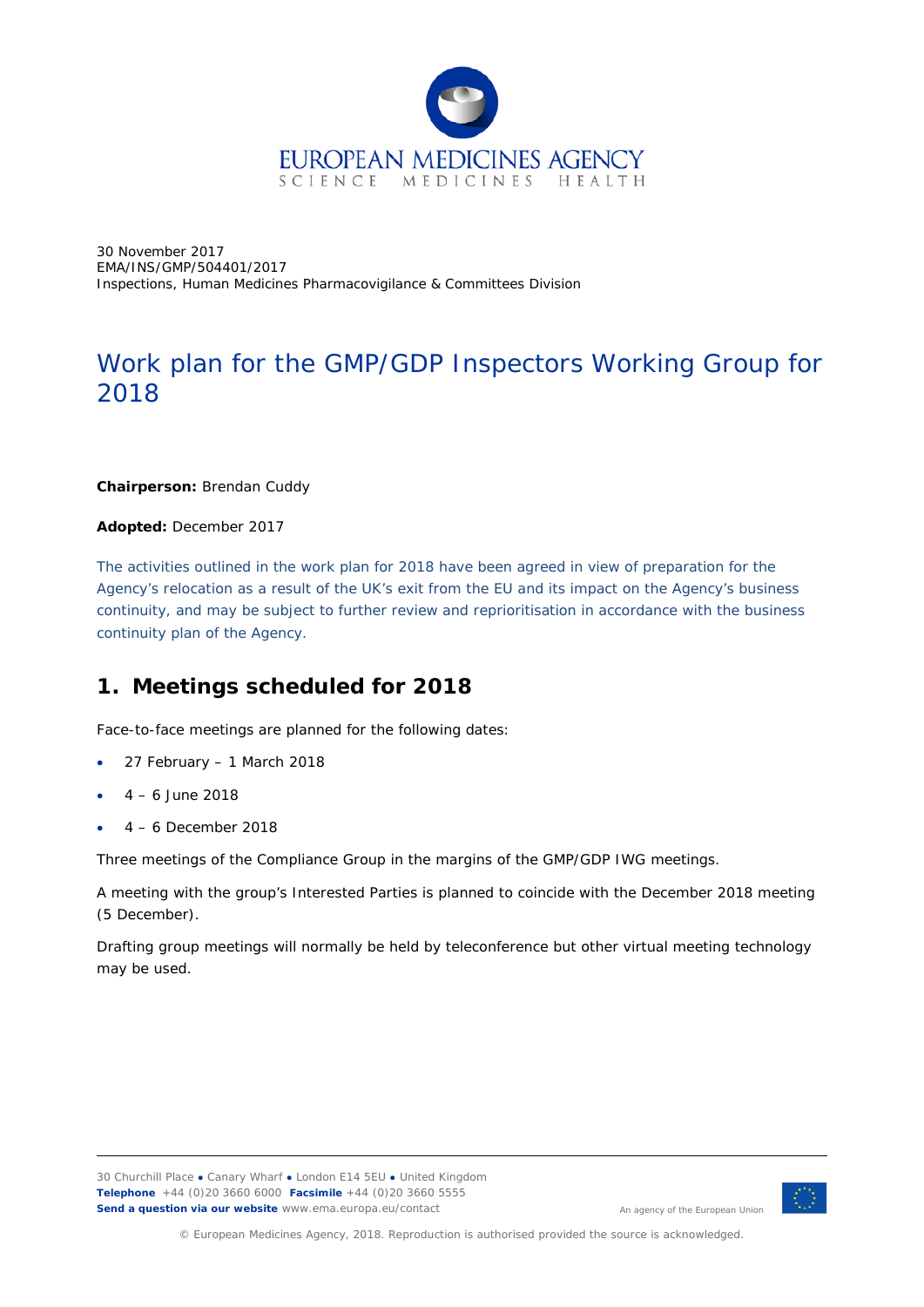30 November 2017
EMA/INS/GMP/504401/2017
Inspections, Human Medicines Pharmacovigilance & Committees Division

# Work plan for the GMP/GDP Inspectors Working Group for 2018

**Chairperson:** Brendan Cuddy

**Adopted:** December 2017

The activities outlined in the work plan for 2018 have been agreed in view of preparation for the Agency's relocation as a result of the UK's exit from the EU and its impact on the Agency's business continuity, and may be subject to further review and reprioritisation in accordance with the business continuity plan of the Agency.

## 1. Meetings scheduled for 2018

Face-to-face meetings are planned for the following dates:

- 27 February – 1 March 2018
- 4 – 6 June 2018
- 4 – 6 December 2018

Three meetings of the Compliance Group in the margins of the GMP/GDP IWG meetings.

A meeting with the group's Interested Parties is planned to coincide with the December 2018 meeting (5 December).

Drafting group meetings will normally be held by teleconference but other virtual meeting technology may be used.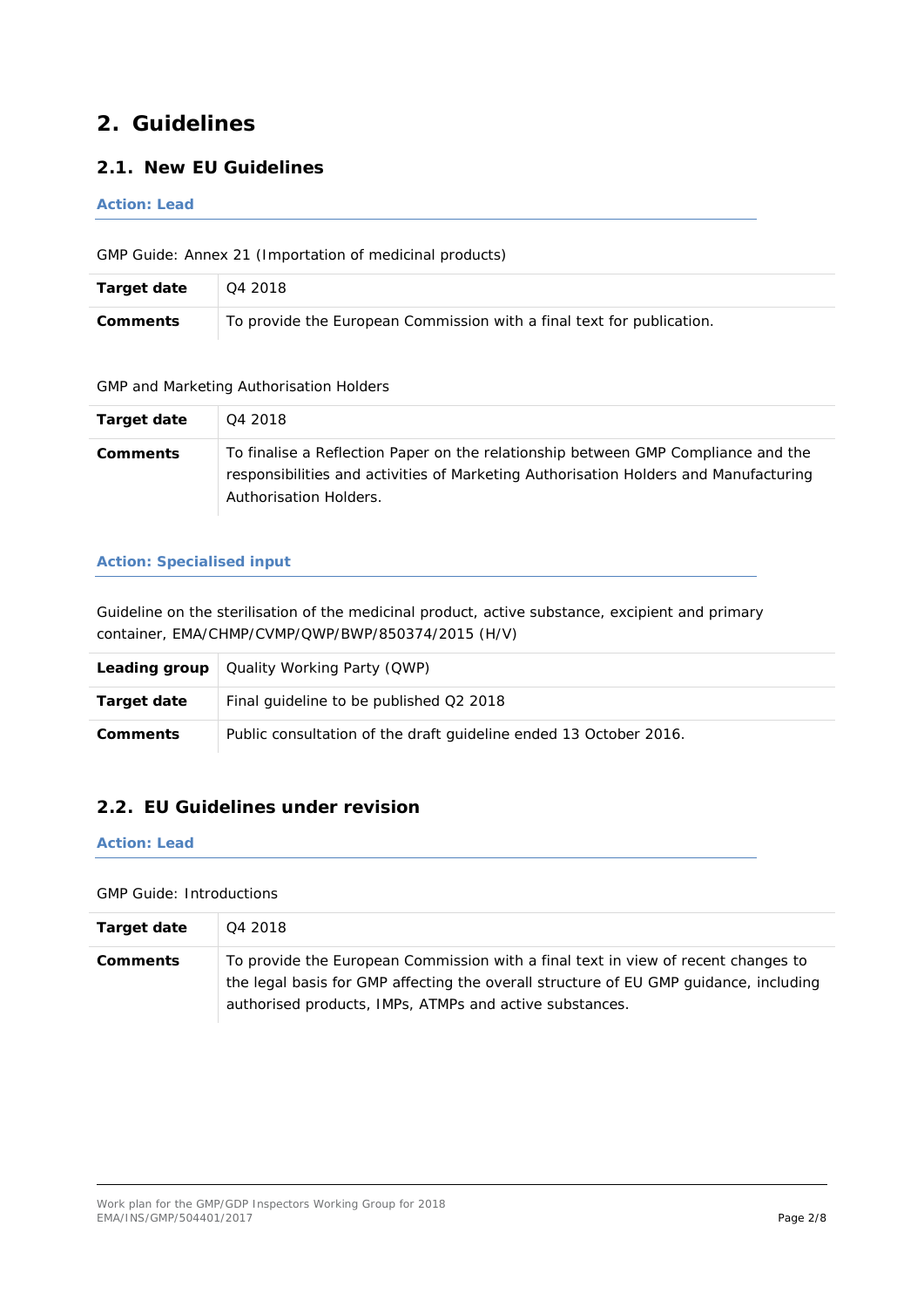## 2. Guidelines

### 2.1. New EU Guidelines

**Action: Lead**

GMP Guide: Annex 21 (Importation of medicinal products)

| | |
|---|---|
| **Target date** | Q4 2018 |
| **Comments** | To provide the European Commission with a final text for publication. |

GMP and Marketing Authorisation Holders

| | |
|---|---|
| **Target date** | Q4 2018 |
| **Comments** | To finalise a Reflection Paper on the relationship between GMP Compliance and the responsibilities and activities of Marketing Authorisation Holders and Manufacturing Authorisation Holders. |

**Action: Specialised input**

Guideline on the sterilisation of the medicinal product, active substance, excipient and primary container, EMA/CHMP/CVMP/QWP/BWP/850374/2015 (H/V)

| | |
|---|---|
| **Leading group** | Quality Working Party (QWP) |
| **Target date** | Final guideline to be published Q2 2018 |
| **Comments** | Public consultation of the draft guideline ended 13 October 2016. |

### 2.2. EU Guidelines under revision

**Action: Lead**

GMP Guide: Introductions

| | |
|---|---|
| **Target date** | Q4 2018 |
| **Comments** | To provide the European Commission with a final text in view of recent changes to the legal basis for GMP affecting the overall structure of EU GMP guidance, including authorised products, IMPs, ATMPs and active substances. |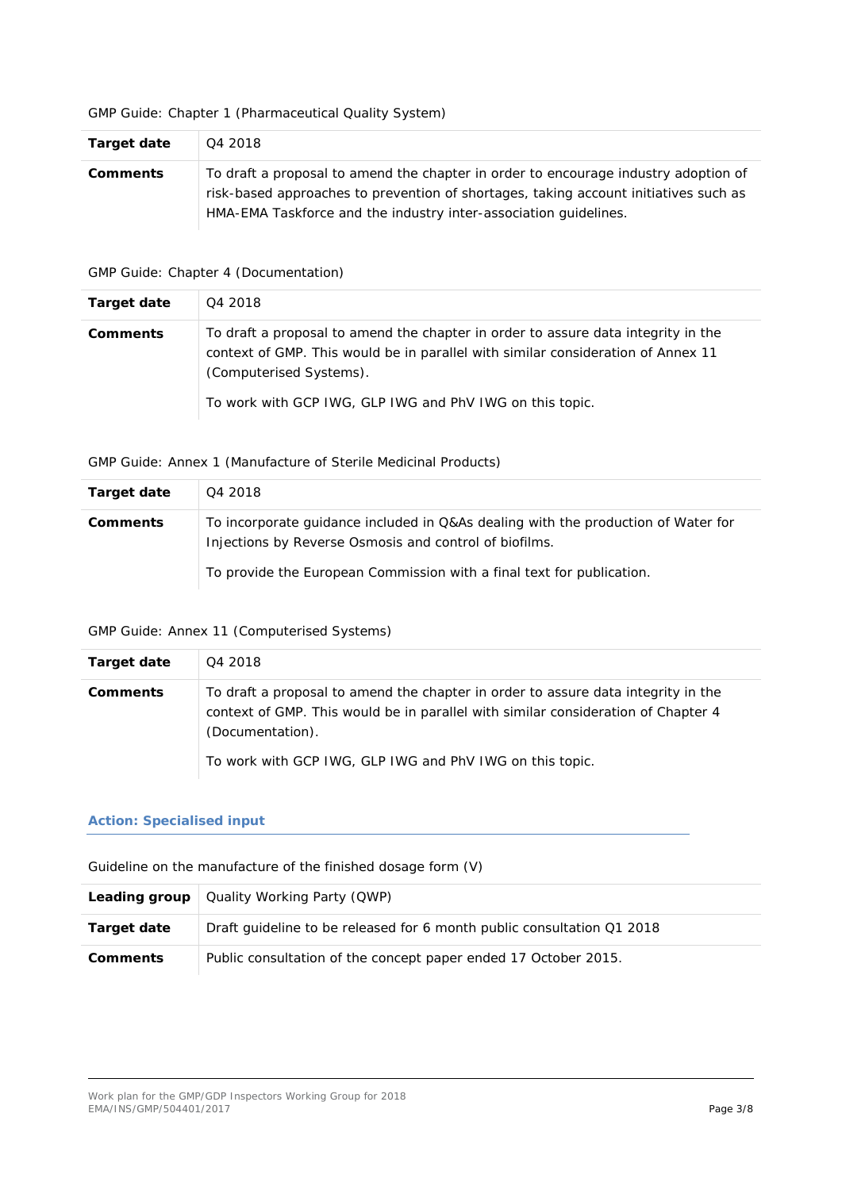GMP Guide: Chapter 1 (Pharmaceutical Quality System)

| | |
|---|---|
| **Target date** | Q4 2018 |
| **Comments** | To draft a proposal to amend the chapter in order to encourage industry adoption of risk-based approaches to prevention of shortages, taking account initiatives such as HMA-EMA Taskforce and the industry inter-association guidelines. |

GMP Guide: Chapter 4 (Documentation)

| | |
|---|---|
| **Target date** | Q4 2018 |
| **Comments** | To draft a proposal to amend the chapter in order to assure data integrity in the context of GMP. This would be in parallel with similar consideration of Annex 11 (Computerised Systems).<br><br>To work with GCP IWG, GLP IWG and PhV IWG on this topic. |

GMP Guide: Annex 1 (Manufacture of Sterile Medicinal Products)

| | |
|---|---|
| **Target date** | Q4 2018 |
| **Comments** | To incorporate guidance included in Q&As dealing with the production of Water for Injections by Reverse Osmosis and control of biofilms.<br><br>To provide the European Commission with a final text for publication. |

GMP Guide: Annex 11 (Computerised Systems)

| | |
|---|---|
| **Target date** | Q4 2018 |
| **Comments** | To draft a proposal to amend the chapter in order to assure data integrity in the context of GMP. This would be in parallel with similar consideration of Chapter 4 (Documentation).<br><br>To work with GCP IWG, GLP IWG and PhV IWG on this topic. |

### Action: Specialised input

Guideline on the manufacture of the finished dosage form (V)

| | |
|---|---|
| **Leading group** | Quality Working Party (QWP) |
| **Target date** | Draft guideline to be released for 6 month public consultation Q1 2018 |
| **Comments** | Public consultation of the concept paper ended 17 October 2015. |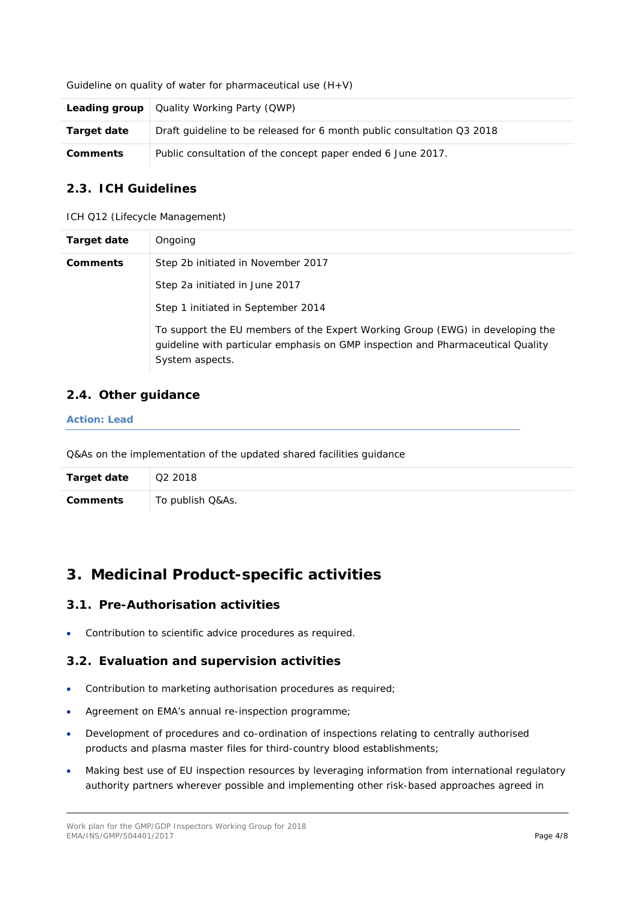Guideline on quality of water for pharmaceutical use (H+V)

| **Leading group** | Quality Working Party (QWP) |
|---|---|
| **Target date** | Draft guideline to be released for 6 month public consultation Q3 2018 |
| **Comments** | Public consultation of the concept paper ended 6 June 2017. |

## 2.3. ICH Guidelines

ICH Q12 (Lifecycle Management)

| **Target date** | Ongoing |
|---|---|
| **Comments** | Step 2b initiated in November 2017<br><br>Step 2a initiated in June 2017<br><br>Step 1 initiated in September 2014<br><br>To support the EU members of the Expert Working Group (EWG) in developing the guideline with particular emphasis on GMP inspection and Pharmaceutical Quality System aspects. |

## 2.4. Other guidance

**Action: Lead**

Q&As on the implementation of the updated shared facilities guidance

| **Target date** | Q2 2018 |
|---|---|
| **Comments** | To publish Q&As. |

# 3. Medicinal Product-specific activities

## 3.1. Pre-Authorisation activities

- Contribution to scientific advice procedures as required.

## 3.2. Evaluation and supervision activities

- Contribution to marketing authorisation procedures as required;
- Agreement on EMA's annual re-inspection programme;
- Development of procedures and co-ordination of inspections relating to centrally authorised products and plasma master files for third-country blood establishments;
- Making best use of EU inspection resources by leveraging information from international regulatory authority partners wherever possible and implementing other risk-based approaches agreed in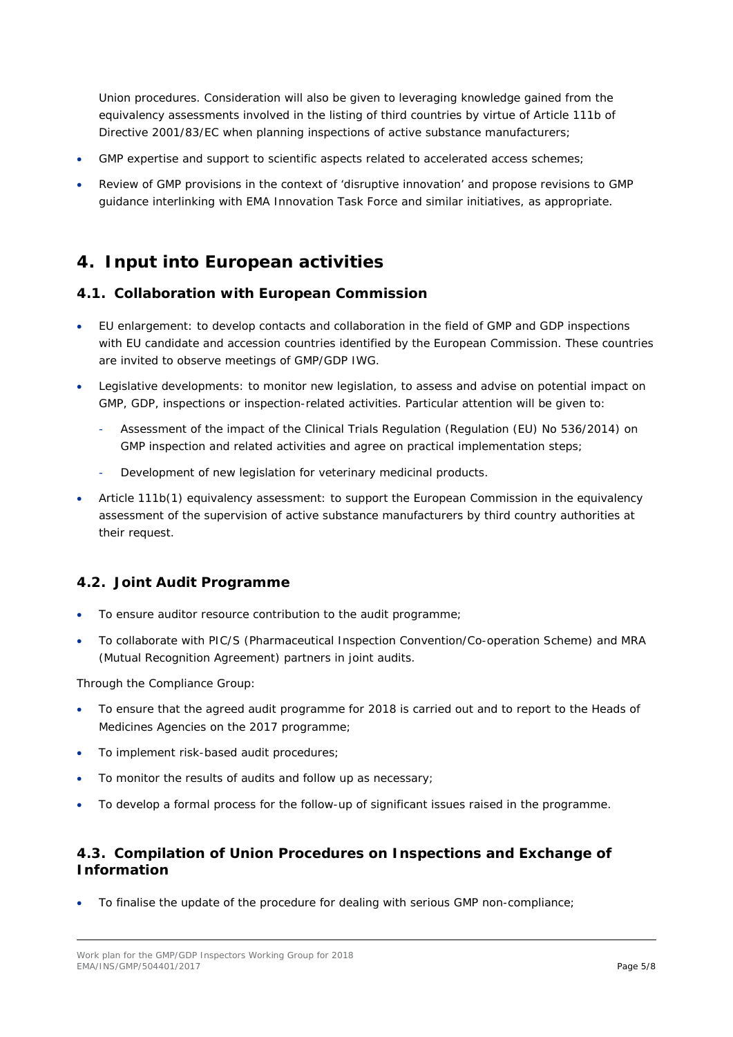Union procedures. Consideration will also be given to leveraging knowledge gained from the equivalency assessments involved in the listing of third countries by virtue of Article 111b of Directive 2001/83/EC when planning inspections of active substance manufacturers;

- GMP expertise and support to scientific aspects related to accelerated access schemes;
- Review of GMP provisions in the context of 'disruptive innovation' and propose revisions to GMP guidance interlinking with EMA Innovation Task Force and similar initiatives, as appropriate.

# 4. Input into European activities

## 4.1. Collaboration with European Commission

- EU enlargement: to develop contacts and collaboration in the field of GMP and GDP inspections with EU candidate and accession countries identified by the European Commission. These countries are invited to observe meetings of GMP/GDP IWG.
- Legislative developments: to monitor new legislation, to assess and advise on potential impact on GMP, GDP, inspections or inspection-related activities. Particular attention will be given to:
  - Assessment of the impact of the Clinical Trials Regulation (Regulation (EU) No 536/2014) on GMP inspection and related activities and agree on practical implementation steps;
  - Development of new legislation for veterinary medicinal products.
- Article 111b(1) equivalency assessment: to support the European Commission in the equivalency assessment of the supervision of active substance manufacturers by third country authorities at their request.

## 4.2. Joint Audit Programme

- To ensure auditor resource contribution to the audit programme;
- To collaborate with PIC/S (Pharmaceutical Inspection Convention/Co-operation Scheme) and MRA (Mutual Recognition Agreement) partners in joint audits.

Through the Compliance Group:

- To ensure that the agreed audit programme for 2018 is carried out and to report to the Heads of Medicines Agencies on the 2017 programme;
- To implement risk-based audit procedures;
- To monitor the results of audits and follow up as necessary;
- To develop a formal process for the follow-up of significant issues raised in the programme.

## 4.3. Compilation of Union Procedures on Inspections and Exchange of Information

- To finalise the update of the procedure for dealing with serious GMP non-compliance;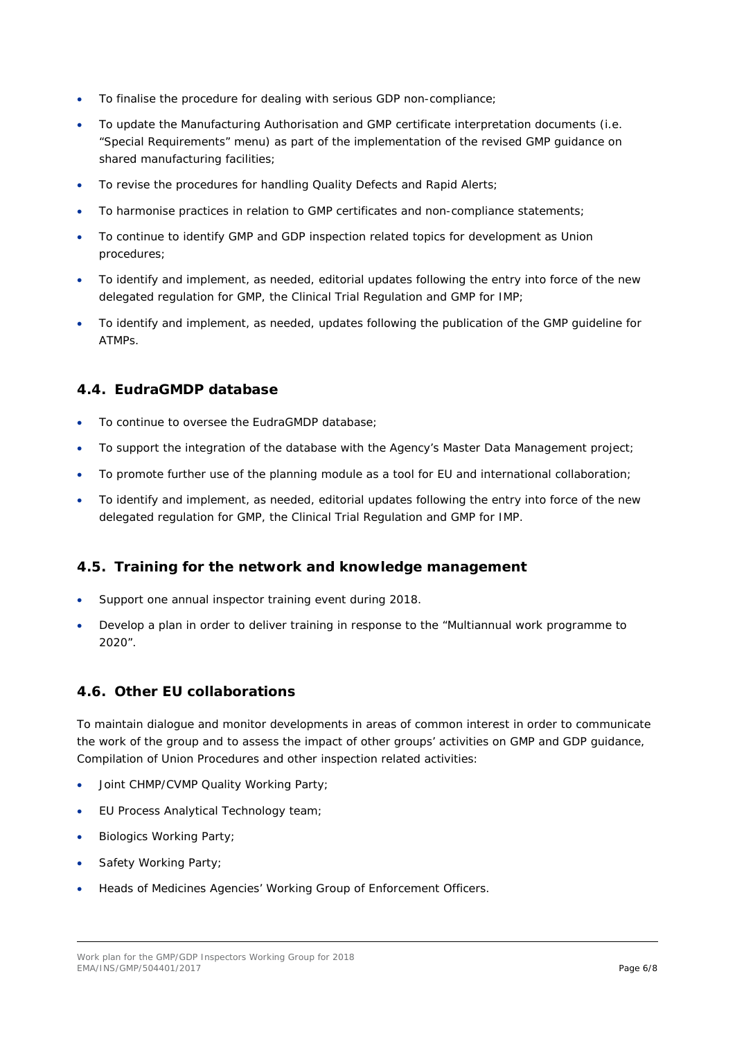- To finalise the procedure for dealing with serious GDP non-compliance;
- To update the Manufacturing Authorisation and GMP certificate interpretation documents (i.e. "Special Requirements" menu) as part of the implementation of the revised GMP guidance on shared manufacturing facilities;
- To revise the procedures for handling Quality Defects and Rapid Alerts;
- To harmonise practices in relation to GMP certificates and non-compliance statements;
- To continue to identify GMP and GDP inspection related topics for development as Union procedures;
- To identify and implement, as needed, editorial updates following the entry into force of the new delegated regulation for GMP, the Clinical Trial Regulation and GMP for IMP;
- To identify and implement, as needed, updates following the publication of the GMP guideline for ATMPs.

## 4.4. EudraGMDP database

- To continue to oversee the EudraGMDP database;
- To support the integration of the database with the Agency's Master Data Management project;
- To promote further use of the planning module as a tool for EU and international collaboration;
- To identify and implement, as needed, editorial updates following the entry into force of the new delegated regulation for GMP, the Clinical Trial Regulation and GMP for IMP.

## 4.5. Training for the network and knowledge management

- Support one annual inspector training event during 2018.
- Develop a plan in order to deliver training in response to the "Multiannual work programme to 2020".

## 4.6. Other EU collaborations

To maintain dialogue and monitor developments in areas of common interest in order to communicate the work of the group and to assess the impact of other groups' activities on GMP and GDP guidance, Compilation of Union Procedures and other inspection related activities:

- Joint CHMP/CVMP Quality Working Party;
- EU Process Analytical Technology team;
- Biologics Working Party;
- Safety Working Party;
- Heads of Medicines Agencies' Working Group of Enforcement Officers.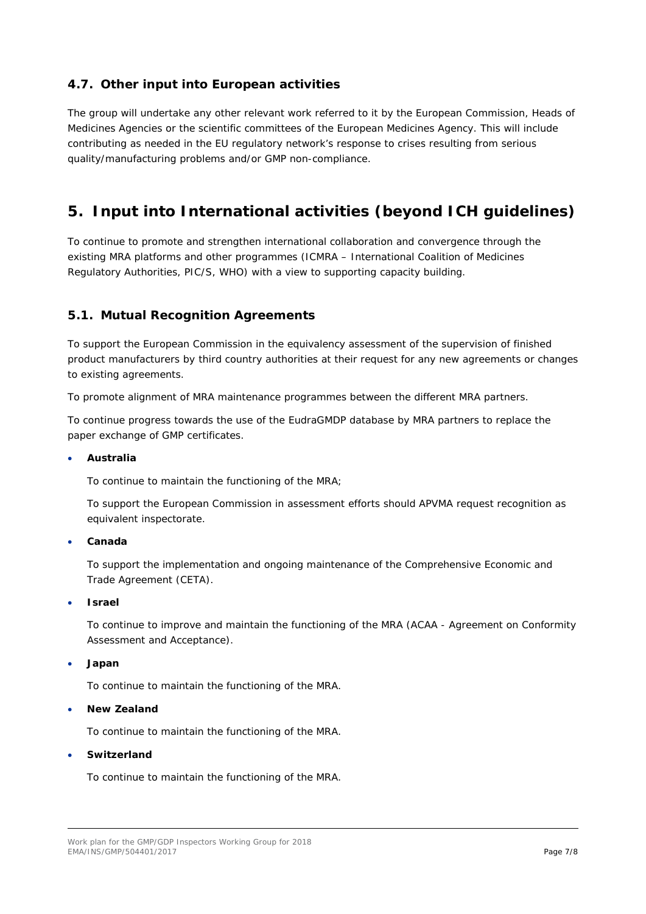### 4.7. Other input into European activities

The group will undertake any other relevant work referred to it by the European Commission, Heads of Medicines Agencies or the scientific committees of the European Medicines Agency. This will include contributing as needed in the EU regulatory network's response to crises resulting from serious quality/manufacturing problems and/or GMP non-compliance.

## 5. Input into International activities (beyond ICH guidelines)

To continue to promote and strengthen international collaboration and convergence through the existing MRA platforms and other programmes (ICMRA – International Coalition of Medicines Regulatory Authorities, PIC/S, WHO) with a view to supporting capacity building.

### 5.1. Mutual Recognition Agreements

To support the European Commission in the equivalency assessment of the supervision of finished product manufacturers by third country authorities at their request for any new agreements or changes to existing agreements.

To promote alignment of MRA maintenance programmes between the different MRA partners.

To continue progress towards the use of the EudraGMDP database by MRA partners to replace the paper exchange of GMP certificates.

- **Australia**

  To continue to maintain the functioning of the MRA;

  To support the European Commission in assessment efforts should APVMA request recognition as equivalent inspectorate.

- **Canada**

  To support the implementation and ongoing maintenance of the Comprehensive Economic and Trade Agreement (CETA).

- **Israel**

  To continue to improve and maintain the functioning of the MRA (ACAA - Agreement on Conformity Assessment and Acceptance).

- **Japan**

  To continue to maintain the functioning of the MRA.

- **New Zealand**

  To continue to maintain the functioning of the MRA.

- **Switzerland**

  To continue to maintain the functioning of the MRA.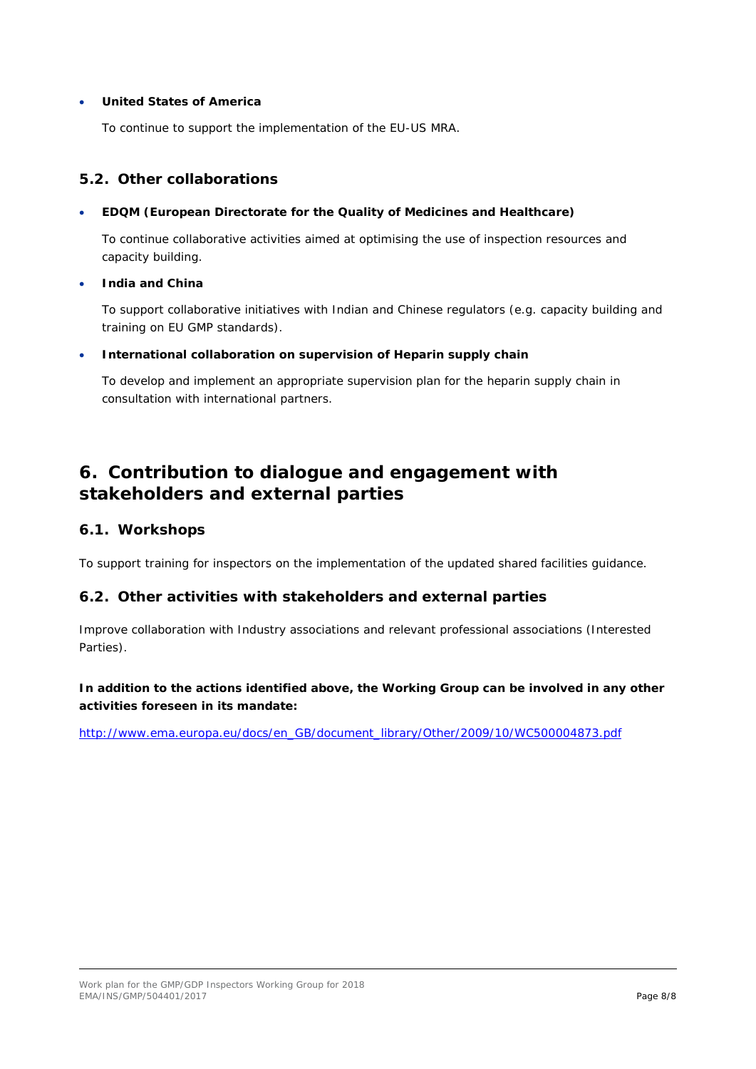- **United States of America**

  To continue to support the implementation of the EU-US MRA.

## 5.2. Other collaborations

- **EDQM (European Directorate for the Quality of Medicines and Healthcare)**

  To continue collaborative activities aimed at optimising the use of inspection resources and capacity building.

- **India and China**

  To support collaborative initiatives with Indian and Chinese regulators (e.g. capacity building and training on EU GMP standards).

- **International collaboration on supervision of Heparin supply chain**

  To develop and implement an appropriate supervision plan for the heparin supply chain in consultation with international partners.

# 6. Contribution to dialogue and engagement with stakeholders and external parties

## 6.1. Workshops

To support training for inspectors on the implementation of the updated shared facilities guidance.

## 6.2. Other activities with stakeholders and external parties

Improve collaboration with Industry associations and relevant professional associations (Interested Parties).

**In addition to the actions identified above, the Working Group can be involved in any other activities foreseen in its mandate:**

http://www.ema.europa.eu/docs/en_GB/document_library/Other/2009/10/WC500004873.pdf